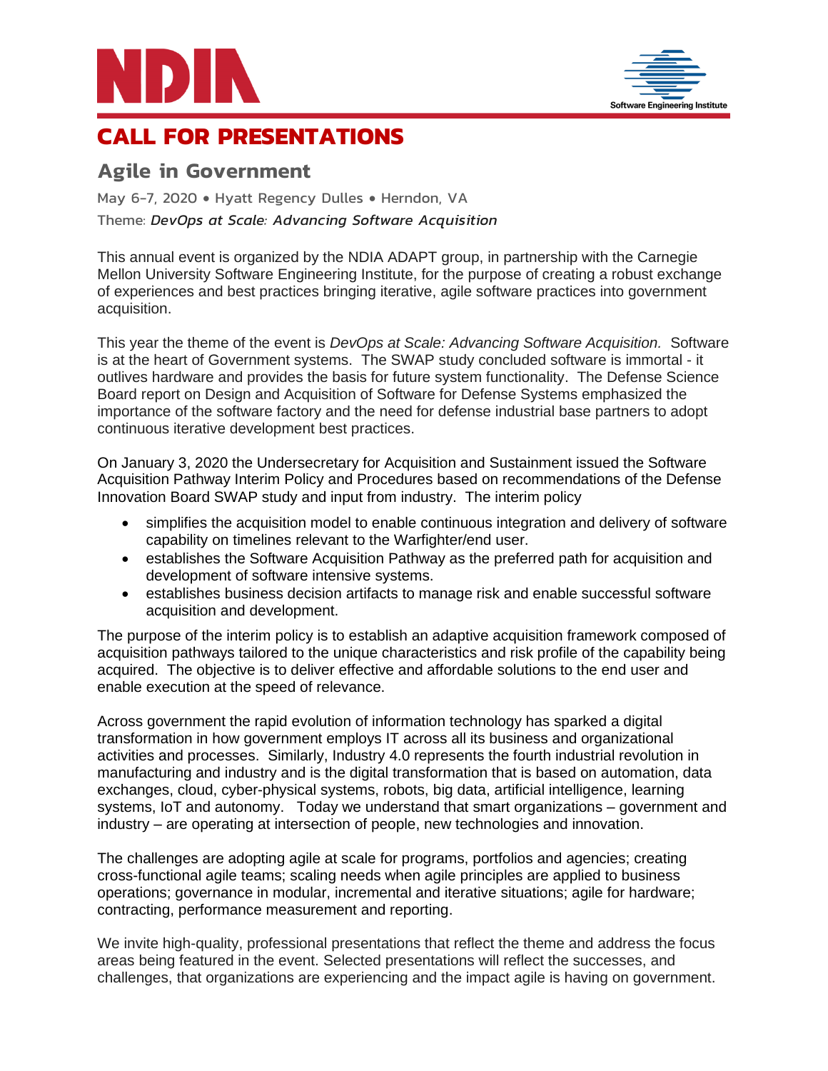# CALL FOR PRESENTATIONS

## Agile in Government

May 6-7, 2020 • Hyatt Regency Dulles • Herndon, VA

Theme: *DevOps at Scale: Advancing Software Acquisition*

This annual event is organized by the NDIA ADAPT group, in partnership with the Carnegie Mellon University Software Engineering Institute, for the purpose of creating a robust exchange of experiences and best practices bringing iterative, agile software practices into government acquisition.

This year the theme of the event is *DevOps at Scale: Advancing Software Acquisition.* Software is at the heart of Government systems. The SWAP study concluded software is immortal - it outlives hardware and provides the basis for future system functionality. The Defense Science Board report on Design and Acquisition of Software for Defense Systems emphasized the importance of the software factory and the need for defense industrial base partners to adopt continuous iterative development best practices.

On January 3, 2020 the Undersecretary for Acquisition and Sustainment issued the Software Acquisition Pathway Interim Policy and Procedures based on recommendations of the Defense Innovation Board SWAP study and input from industry. The interim policy

- simplifies the acquisition model to enable continuous integration and delivery of software capability on timelines relevant to the Warfighter/end user.
- establishes the Software Acquisition Pathway as the preferred path for acquisition and development of software intensive systems.
- establishes business decision artifacts to manage risk and enable successful software acquisition and development.

The purpose of the interim policy is to establish an adaptive acquisition framework composed of acquisition pathways tailored to the unique characteristics and risk profile of the capability being acquired. The objective is to deliver effective and affordable solutions to the end user and enable execution at the speed of relevance.

Across government the rapid evolution of information technology has sparked a digital transformation in how government employs IT across all its business and organizational activities and processes. Similarly, Industry 4.0 represents the fourth industrial revolution in manufacturing and industry and is the digital transformation that is based on automation, data exchanges, cloud, cyber-physical systems, robots, big data, artificial intelligence, learning systems, IoT and autonomy. Today we understand that smart organizations – government and industry – are operating at intersection of people, new technologies and innovation.

The challenges are adopting agile at scale for programs, portfolios and agencies; creating cross-functional agile teams; scaling needs when agile principles are applied to business operations; governance in modular, incremental and iterative situations; agile for hardware; contracting, performance measurement and reporting.

We invite high-quality, professional presentations that reflect the theme and address the focus areas being featured in the event. Selected presentations will reflect the successes, and challenges, that organizations are experiencing and the impact agile is having on government.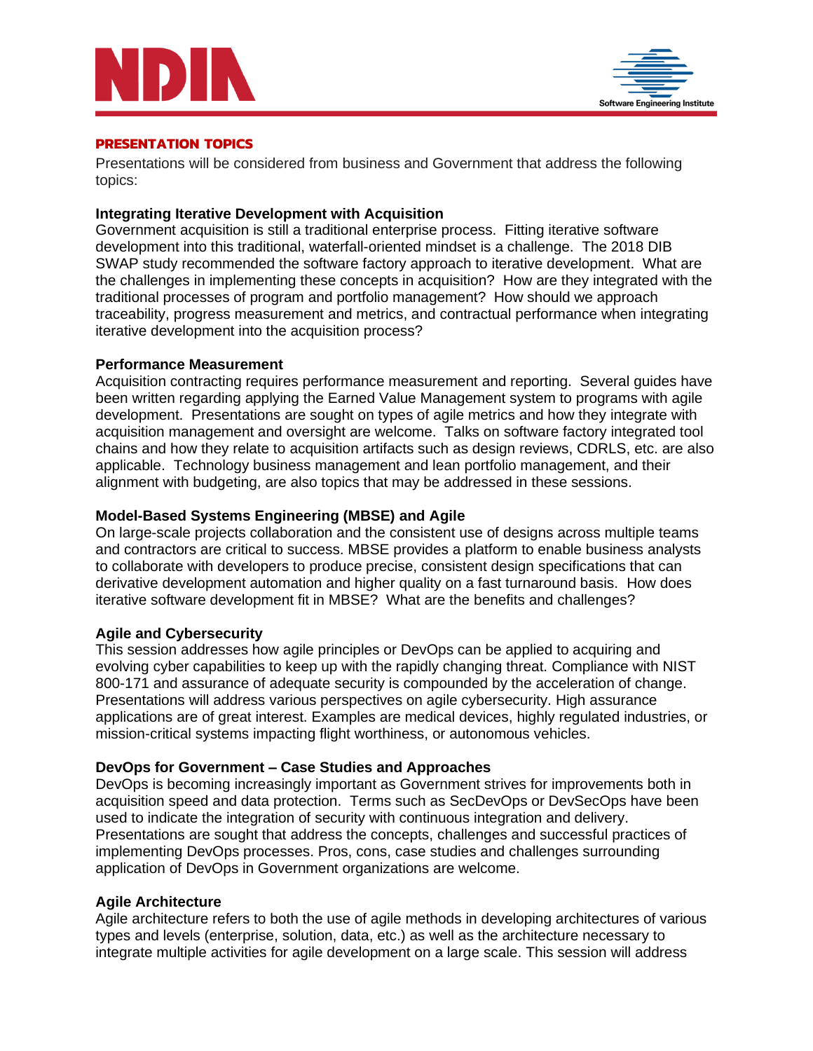## PRESENTATION TOPICS

Presentations will be considered from business and Government that address the following topics:

**Integrating Iterative Development with Acquisition**

Government acquisition is still a traditional enterprise process. Fitting iterative software development into this traditional, waterfall-oriented mindset is a challenge. The 2018 DIB SWAP study recommended the software factory approach to iterative development. What are the challenges in implementing these concepts in acquisition? How are they integrated with the traditional processes of program and portfolio management? How should we approach traceability, progress measurement and metrics, and contractual performance when integrating iterative development into the acquisition process?

**Performance Measurement**

Acquisition contracting requires performance measurement and reporting. Several guides have been written regarding applying the Earned Value Management system to programs with agile development. Presentations are sought on types of agile metrics and how they integrate with acquisition management and oversight are welcome. Talks on software factory integrated tool chains and how they relate to acquisition artifacts such as design reviews, CDRLS, etc. are also applicable. Technology business management and lean portfolio management, and their alignment with budgeting, are also topics that may be addressed in these sessions.

**Model-Based Systems Engineering (MBSE) and Agile**

On large-scale projects collaboration and the consistent use of designs across multiple teams and contractors are critical to success. MBSE provides a platform to enable business analysts to collaborate with developers to produce precise, consistent design specifications that can derivative development automation and higher quality on a fast turnaround basis. How does iterative software development fit in MBSE? What are the benefits and challenges?

**Agile and Cybersecurity**

This session addresses how agile principles or DevOps can be applied to acquiring and evolving cyber capabilities to keep up with the rapidly changing threat. Compliance with NIST 800-171 and assurance of adequate security is compounded by the acceleration of change. Presentations will address various perspectives on agile cybersecurity. High assurance applications are of great interest. Examples are medical devices, highly regulated industries, or mission-critical systems impacting flight worthiness, or autonomous vehicles.

**DevOps for Government – Case Studies and Approaches**

DevOps is becoming increasingly important as Government strives for improvements both in acquisition speed and data protection. Terms such as SecDevOps or DevSecOps have been used to indicate the integration of security with continuous integration and delivery. Presentations are sought that address the concepts, challenges and successful practices of implementing DevOps processes. Pros, cons, case studies and challenges surrounding application of DevOps in Government organizations are welcome.

**Agile Architecture**

Agile architecture refers to both the use of agile methods in developing architectures of various types and levels (enterprise, solution, data, etc.) as well as the architecture necessary to integrate multiple activities for agile development on a large scale. This session will address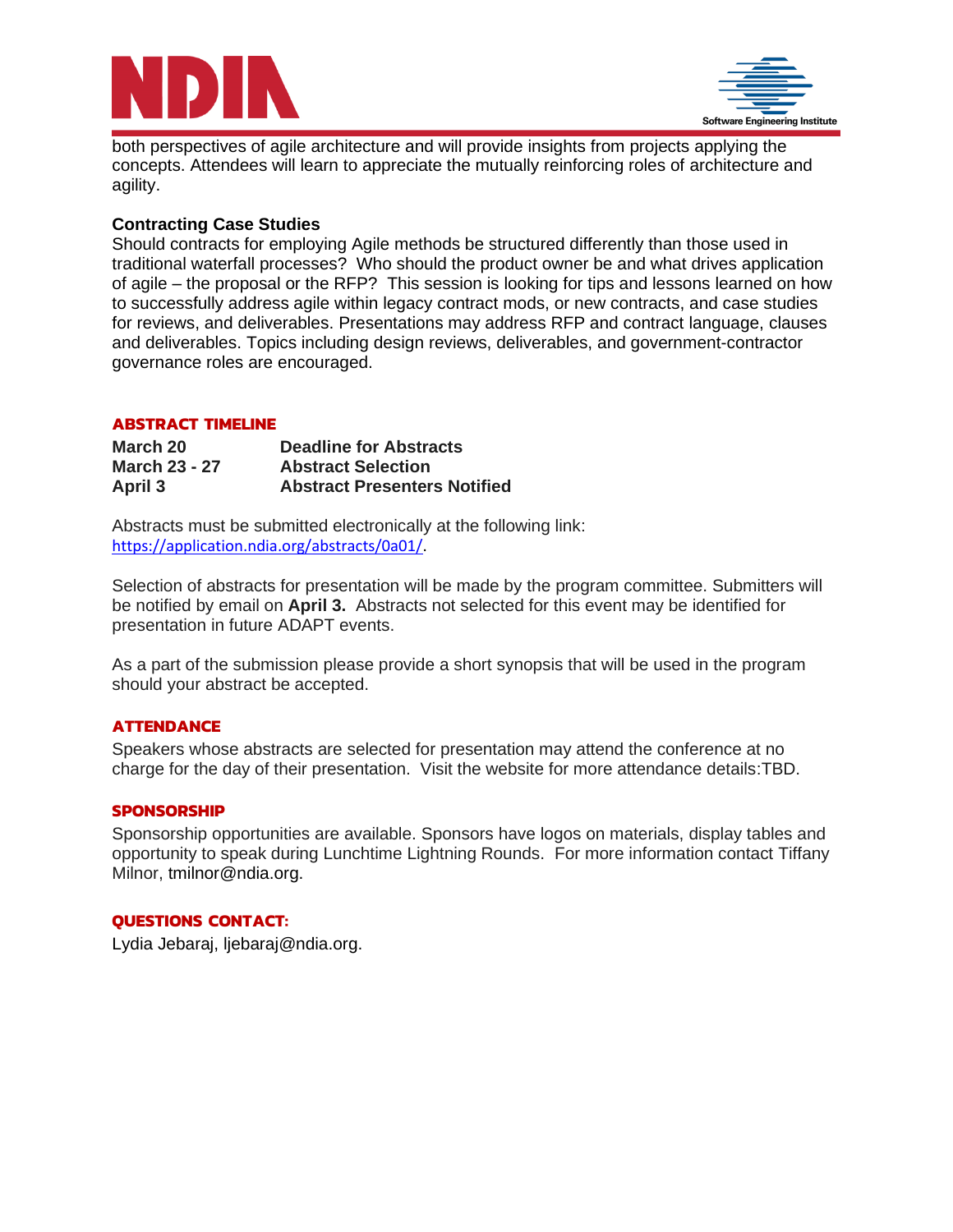both perspectives of agile architecture and will provide insights from projects applying the concepts. Attendees will learn to appreciate the mutually reinforcing roles of architecture and agility.

**Contracting Case Studies**

Should contracts for employing Agile methods be structured differently than those used in traditional waterfall processes? Who should the product owner be and what drives application of agile – the proposal or the RFP? This session is looking for tips and lessons learned on how to successfully address agile within legacy contract mods, or new contracts, and case studies for reviews, and deliverables. Presentations may address RFP and contract language, clauses and deliverables. Topics including design reviews, deliverables, and government-contractor governance roles are encouraged.

## ABSTRACT TIMELINE

| | |
|---|---|
| **March 20** | **Deadline for Abstracts** |
| **March 23 - 27** | **Abstract Selection** |
| **April 3** | **Abstract Presenters Notified** |

Abstracts must be submitted electronically at the following link: https://application.ndia.org/abstracts/0a01/.

Selection of abstracts for presentation will be made by the program committee. Submitters will be notified by email on **April 3.** Abstracts not selected for this event may be identified for presentation in future ADAPT events.

As a part of the submission please provide a short synopsis that will be used in the program should your abstract be accepted.

## ATTENDANCE

Speakers whose abstracts are selected for presentation may attend the conference at no charge for the day of their presentation. Visit the website for more attendance details:TBD.

## SPONSORSHIP

Sponsorship opportunities are available. Sponsors have logos on materials, display tables and opportunity to speak during Lunchtime Lightning Rounds. For more information contact Tiffany Milnor, tmilnor@ndia.org.

## QUESTIONS CONTACT:

Lydia Jebaraj, ljebaraj@ndia.org.